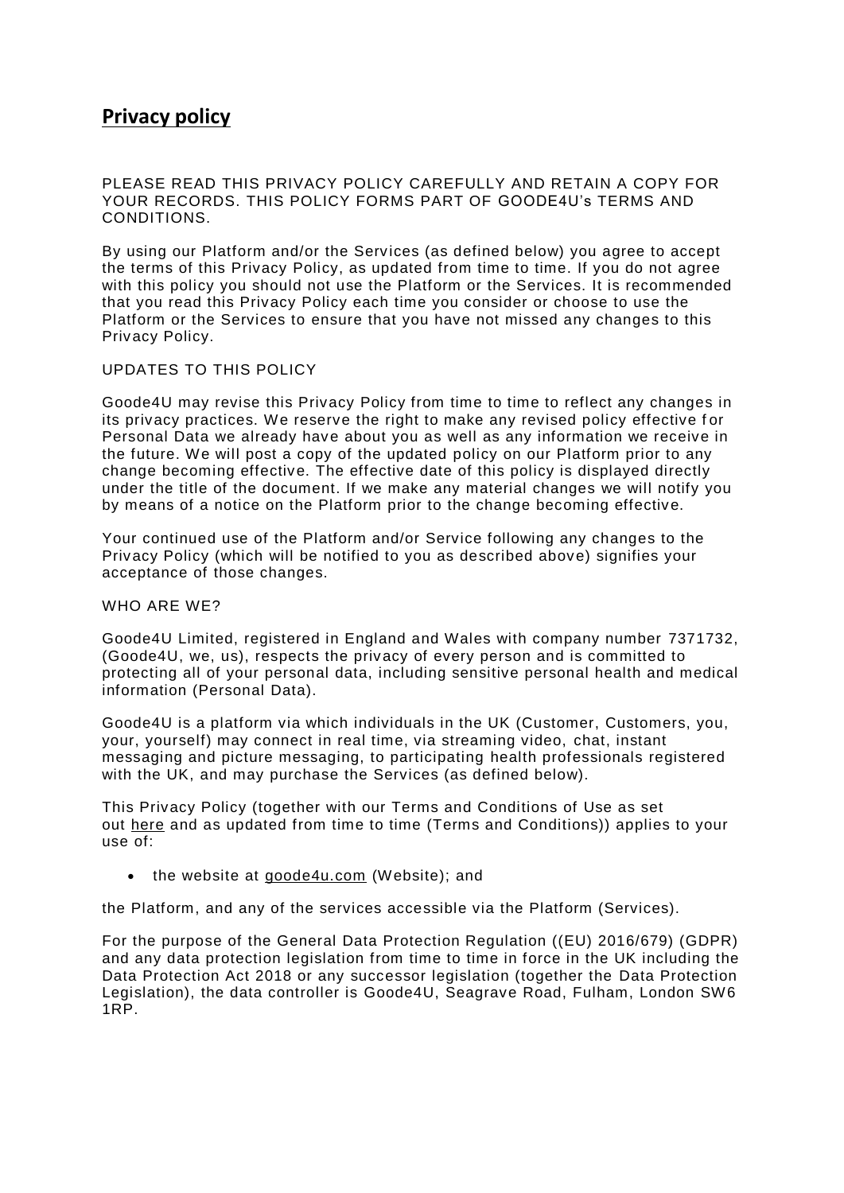# Privacy policy

PLEASE READ THIS PRIVACY POLICY CAREFULLY AND RETAIN A COPY FOR YOUR RECORDS. THIS POLICY FORMS PART OF GOODE4U's TERMS AND CONDITIONS.

By using our Platform and/or the Services (as defined below) you agree to accept the terms of this Privacy Policy, as updated from time to time. If you do not agree with this policy you should not use the Platform or the Services. It is recommended that you read this Privacy Policy each time you consider or choose to use the Platform or the Services to ensure that you have not missed any changes to this Privacy Policy.

UPDATES TO THIS POLICY

Goode4U may revise this Privacy Policy from time to time to reflect any changes in its privacy practices. We reserve the right to make any revised policy effective for Personal Data we already have about you as well as any information we receive in the future. We will post a copy of the updated policy on our Platform prior to any change becoming effective. The effective date of this policy is displayed directly under the title of the document. If we make any material changes we will notify you by means of a notice on the Platform prior to the change becoming effective.

Your continued use of the Platform and/or Service following any changes to the Privacy Policy (which will be notified to you as described above) signifies your acceptance of those changes.

WHO ARE WE?

Goode4U Limited, registered in England and Wales with company number 7371732, (Goode4U, we, us), respects the privacy of every person and is committed to protecting all of your personal data, including sensitive personal health and medical information (Personal Data).

Goode4U is a platform via which individuals in the UK (Customer, Customers, you, your, yourself) may connect in real time, via streaming video, chat, instant messaging and picture messaging, to participating health professionals registered with the UK, and may purchase the Services (as defined below).

This Privacy Policy (together with our Terms and Conditions of Use as set out here and as updated from time to time (Terms and Conditions)) applies to your use of:

- the website at goode4u.com (Website); and

the Platform, and any of the services accessible via the Platform (Services).

For the purpose of the General Data Protection Regulation ((EU) 2016/679) (GDPR) and any data protection legislation from time to time in force in the UK including the Data Protection Act 2018 or any successor legislation (together the Data Protection Legislation), the data controller is Goode4U, Seagrave Road, Fulham, London SW6 1RP.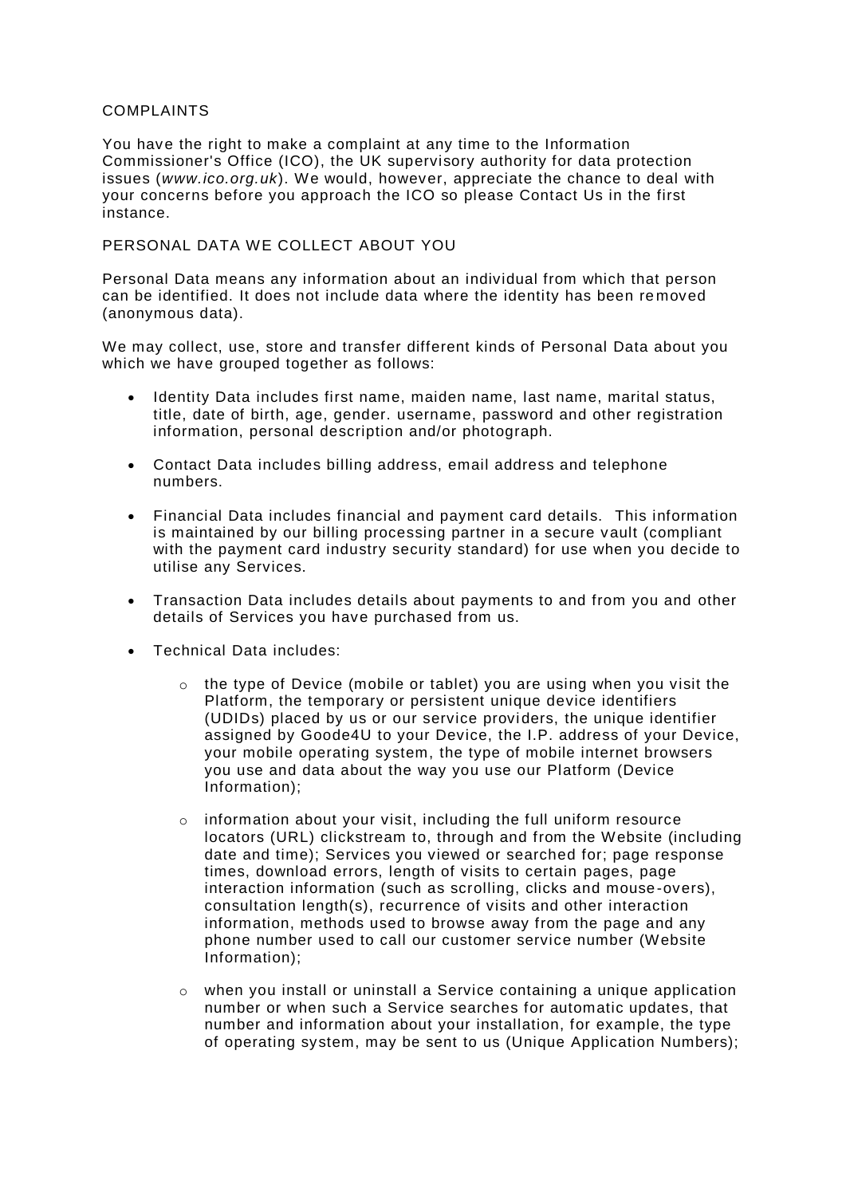## COMPLAINTS

You have the right to make a complaint at any time to the Information Commissioner's Office (ICO), the UK supervisory authority for data protection issues (*www.ico.org.uk*). We would, however, appreciate the chance to deal with your concerns before you approach the ICO so please Contact Us in the first instance.

## PERSONAL DATA WE COLLECT ABOUT YOU

Personal Data means any information about an individual from which that person can be identified. It does not include data where the identity has been removed (anonymous data).

We may collect, use, store and transfer different kinds of Personal Data about you which we have grouped together as follows:

- Identity Data includes first name, maiden name, last name, marital status, title, date of birth, age, gender. username, password and other registration information, personal description and/or photograph.

- Contact Data includes billing address, email address and telephone numbers.

- Financial Data includes financial and payment card details. This information is maintained by our billing processing partner in a secure vault (compliant with the payment card industry security standard) for use when you decide to utilise any Services.

- Transaction Data includes details about payments to and from you and other details of Services you have purchased from us.

- Technical Data includes:

    - the type of Device (mobile or tablet) you are using when you visit the Platform, the temporary or persistent unique device identifiers (UDIDs) placed by us or our service providers, the unique identifier assigned by Goode4U to your Device, the I.P. address of your Device, your mobile operating system, the type of mobile internet browsers you use and data about the way you use our Platform (Device Information);

    - information about your visit, including the full uniform resource locators (URL) clickstream to, through and from the Website (including date and time); Services you viewed or searched for; page response times, download errors, length of visits to certain pages, page interaction information (such as scrolling, clicks and mouse-overs), consultation length(s), recurrence of visits and other interaction information, methods used to browse away from the page and any phone number used to call our customer service number (Website Information);

    - when you install or uninstall a Service containing a unique application number or when such a Service searches for automatic updates, that number and information about your installation, for example, the type of operating system, may be sent to us (Unique Application Numbers);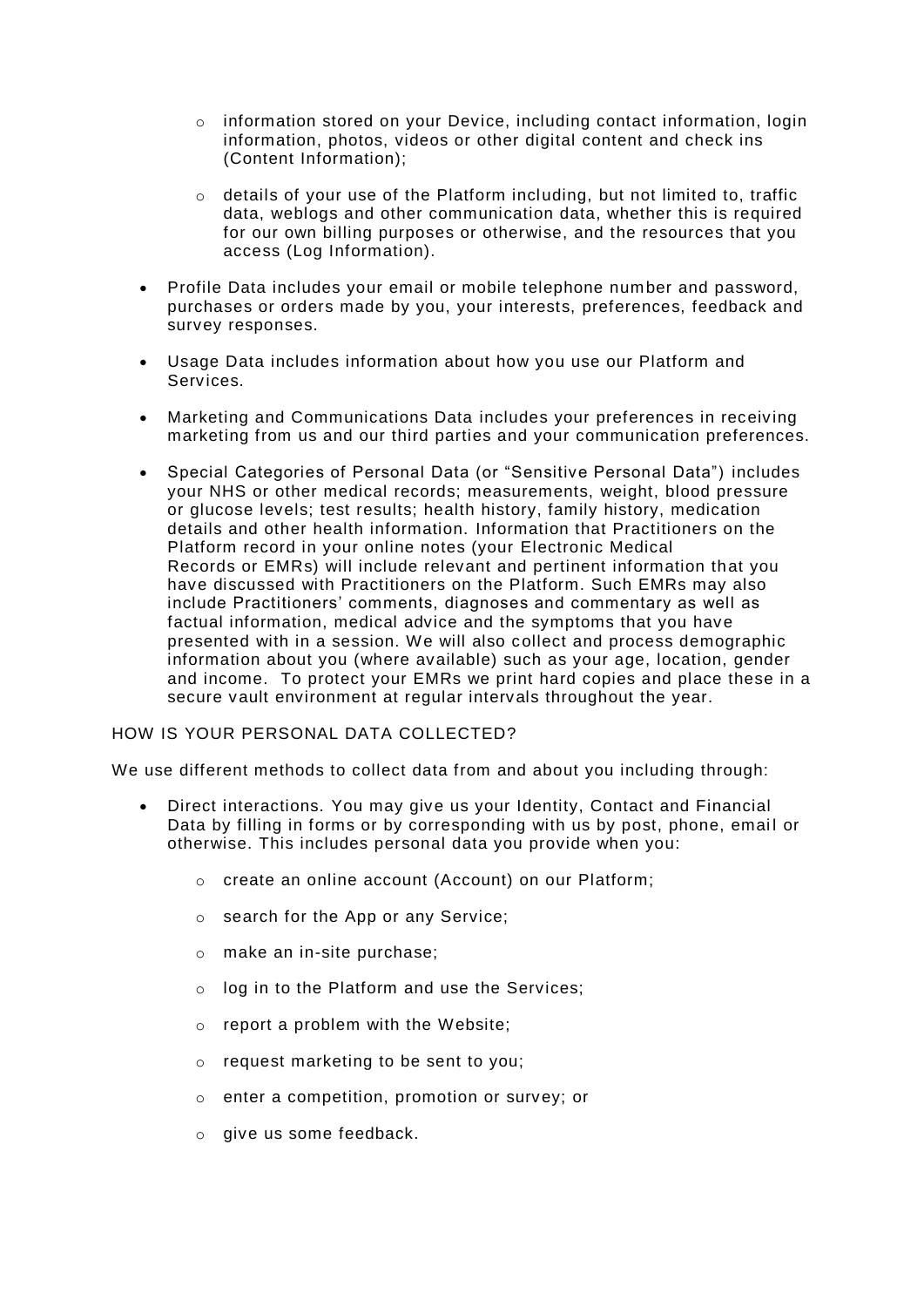- information stored on your Device, including contact information, login information, photos, videos or other digital content and check ins (Content Information);
- details of your use of the Platform including, but not limited to, traffic data, weblogs and other communication data, whether this is required for our own billing purposes or otherwise, and the resources that you access (Log Information).

- Profile Data includes your email or mobile telephone number and password, purchases or orders made by you, your interests, preferences, feedback and survey responses.
- Usage Data includes information about how you use our Platform and Services.
- Marketing and Communications Data includes your preferences in receiving marketing from us and our third parties and your communication preferences.
- Special Categories of Personal Data (or "Sensitive Personal Data") includes your NHS or other medical records; measurements, weight, blood pressure or glucose levels; test results; health history, family history, medication details and other health information. Information that Practitioners on the Platform record in your online notes (your Electronic Medical Records or EMRs) will include relevant and pertinent information that you have discussed with Practitioners on the Platform. Such EMRs may also include Practitioners' comments, diagnoses and commentary as well as factual information, medical advice and the symptoms that you have presented with in a session. We will also collect and process demographic information about you (where available) such as your age, location, gender and income. To protect your EMRs we print hard copies and place these in a secure vault environment at regular intervals throughout the year.

HOW IS YOUR PERSONAL DATA COLLECTED?

We use different methods to collect data from and about you including through:

- Direct interactions. You may give us your Identity, Contact and Financial Data by filling in forms or by corresponding with us by post, phone, email or otherwise. This includes personal data you provide when you:
  - create an online account (Account) on our Platform;
  - search for the App or any Service;
  - make an in-site purchase;
  - log in to the Platform and use the Services;
  - report a problem with the Website;
  - request marketing to be sent to you;
  - enter a competition, promotion or survey; or
  - give us some feedback.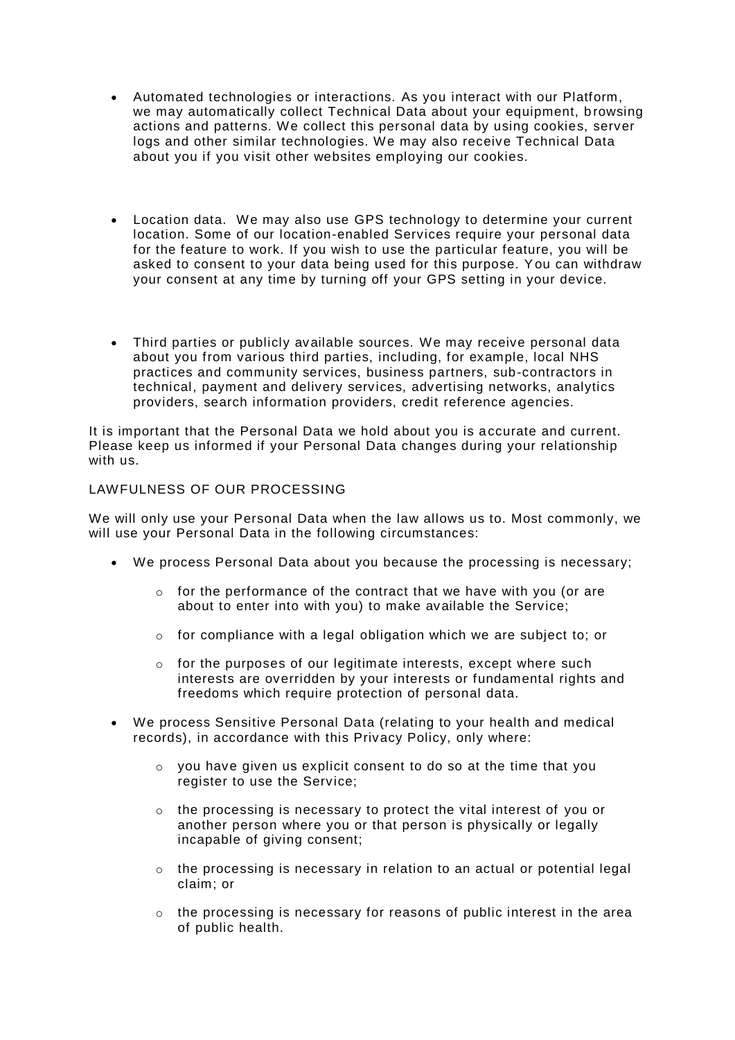- Automated technologies or interactions. As you interact with our Platform, we may automatically collect Technical Data about your equipment, browsing actions and patterns. We collect this personal data by using cookies, server logs and other similar technologies. We may also receive Technical Data about you if you visit other websites employing our cookies.

- Location data. We may also use GPS technology to determine your current location. Some of our location-enabled Services require your personal data for the feature to work. If you wish to use the particular feature, you will be asked to consent to your data being used for this purpose. You can withdraw your consent at any time by turning off your GPS setting in your device.

- Third parties or publicly available sources. We may receive personal data about you from various third parties, including, for example, local NHS practices and community services, business partners, sub-contractors in technical, payment and delivery services, advertising networks, analytics providers, search information providers, credit reference agencies.

It is important that the Personal Data we hold about you is accurate and current. Please keep us informed if your Personal Data changes during your relationship with us.

## LAWFULNESS OF OUR PROCESSING

We will only use your Personal Data when the law allows us to. Most commonly, we will use your Personal Data in the following circumstances:

- We process Personal Data about you because the processing is necessary;
    - for the performance of the contract that we have with you (or are about to enter into with you) to make available the Service;
    - for compliance with a legal obligation which we are subject to; or
    - for the purposes of our legitimate interests, except where such interests are overridden by your interests or fundamental rights and freedoms which require protection of personal data.
- We process Sensitive Personal Data (relating to your health and medical records), in accordance with this Privacy Policy, only where:
    - you have given us explicit consent to do so at the time that you register to use the Service;
    - the processing is necessary to protect the vital interest of you or another person where you or that person is physically or legally incapable of giving consent;
    - the processing is necessary in relation to an actual or potential legal claim; or
    - the processing is necessary for reasons of public interest in the area of public health.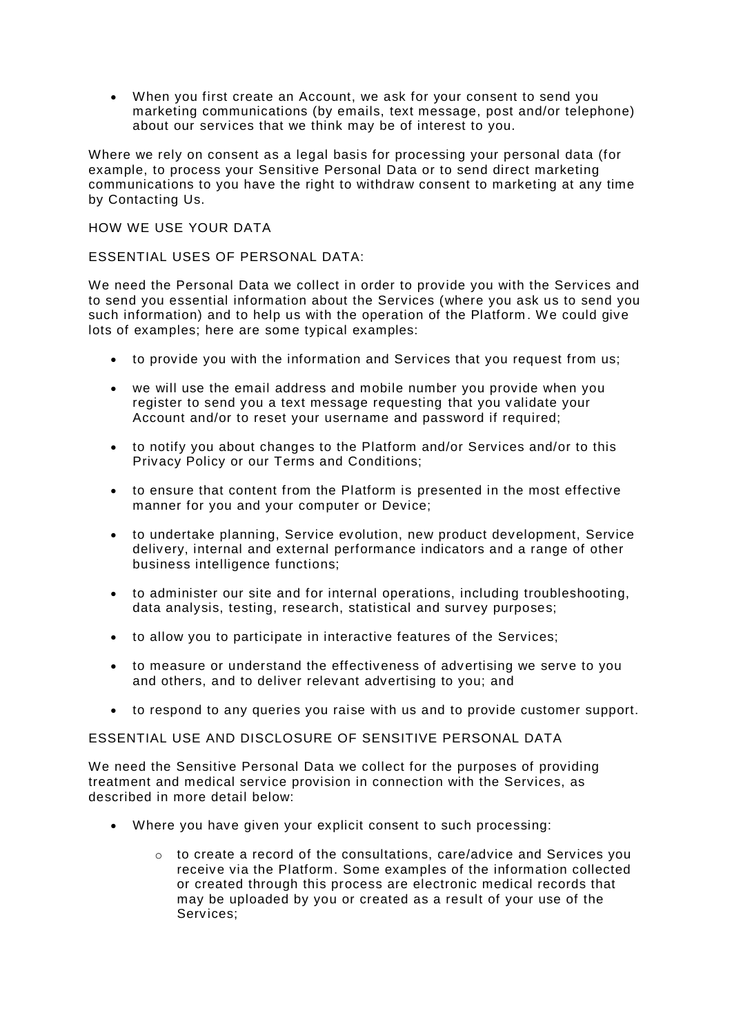- When you first create an Account, we ask for your consent to send you marketing communications (by emails, text message, post and/or telephone) about our services that we think may be of interest to you.

Where we rely on consent as a legal basis for processing your personal data (for example, to process your Sensitive Personal Data or to send direct marketing communications to you have the right to withdraw consent to marketing at any time by Contacting Us.

## HOW WE USE YOUR DATA

### ESSENTIAL USES OF PERSONAL DATA:

We need the Personal Data we collect in order to provide you with the Services and to send you essential information about the Services (where you ask us to send you such information) and to help us with the operation of the Platform. We could give lots of examples; here are some typical examples:

- to provide you with the information and Services that you request from us;
- we will use the email address and mobile number you provide when you register to send you a text message requesting that you validate your Account and/or to reset your username and password if required;
- to notify you about changes to the Platform and/or Services and/or to this Privacy Policy or our Terms and Conditions;
- to ensure that content from the Platform is presented in the most effective manner for you and your computer or Device;
- to undertake planning, Service evolution, new product development, Service delivery, internal and external performance indicators and a range of other business intelligence functions;
- to administer our site and for internal operations, including troubleshooting, data analysis, testing, research, statistical and survey purposes;
- to allow you to participate in interactive features of the Services;
- to measure or understand the effectiveness of advertising we serve to you and others, and to deliver relevant advertising to you; and
- to respond to any queries you raise with us and to provide customer support.

### ESSENTIAL USE AND DISCLOSURE OF SENSITIVE PERSONAL DATA

We need the Sensitive Personal Data we collect for the purposes of providing treatment and medical service provision in connection with the Services, as described in more detail below:

- Where you have given your explicit consent to such processing:
  - to create a record of the consultations, care/advice and Services you receive via the Platform. Some examples of the information collected or created through this process are electronic medical records that may be uploaded by you or created as a result of your use of the Services;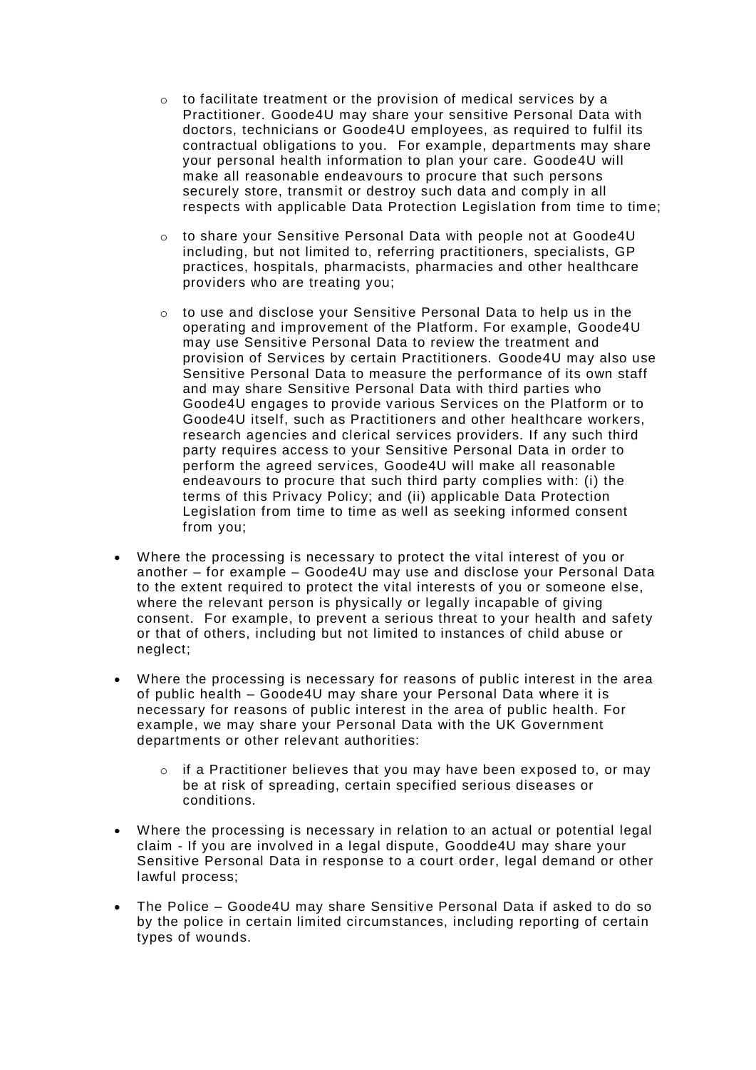- to facilitate treatment or the provision of medical services by a Practitioner. Goode4U may share your sensitive Personal Data with doctors, technicians or Goode4U employees, as required to fulfil its contractual obligations to you. For example, departments may share your personal health information to plan your care. Goode4U will make all reasonable endeavours to procure that such persons securely store, transmit or destroy such data and comply in all respects with applicable Data Protection Legislation from time to time;

- to share your Sensitive Personal Data with people not at Goode4U including, but not limited to, referring practitioners, specialists, GP practices, hospitals, pharmacists, pharmacies and other healthcare providers who are treating you;

- to use and disclose your Sensitive Personal Data to help us in the operating and improvement of the Platform. For example, Goode4U may use Sensitive Personal Data to review the treatment and provision of Services by certain Practitioners. Goode4U may also use Sensitive Personal Data to measure the performance of its own staff and may share Sensitive Personal Data with third parties who Goode4U engages to provide various Services on the Platform or to Goode4U itself, such as Practitioners and other healthcare workers, research agencies and clerical services providers. If any such third party requires access to your Sensitive Personal Data in order to perform the agreed services, Goode4U will make all reasonable endeavours to procure that such third party complies with: (i) the terms of this Privacy Policy; and (ii) applicable Data Protection Legislation from time to time as well as seeking informed consent from you;

- Where the processing is necessary to protect the vital interest of you or another – for example – Goode4U may use and disclose your Personal Data to the extent required to protect the vital interests of you or someone else, where the relevant person is physically or legally incapable of giving consent. For example, to prevent a serious threat to your health and safety or that of others, including but not limited to instances of child abuse or neglect;

- Where the processing is necessary for reasons of public interest in the area of public health – Goode4U may share your Personal Data where it is necessary for reasons of public interest in the area of public health. For example, we may share your Personal Data with the UK Government departments or other relevant authorities:

  - if a Practitioner believes that you may have been exposed to, or may be at risk of spreading, certain specified serious diseases or conditions.

- Where the processing is necessary in relation to an actual or potential legal claim - If you are involved in a legal dispute, Goodde4U may share your Sensitive Personal Data in response to a court order, legal demand or other lawful process;

- The Police – Goode4U may share Sensitive Personal Data if asked to do so by the police in certain limited circumstances, including reporting of certain types of wounds.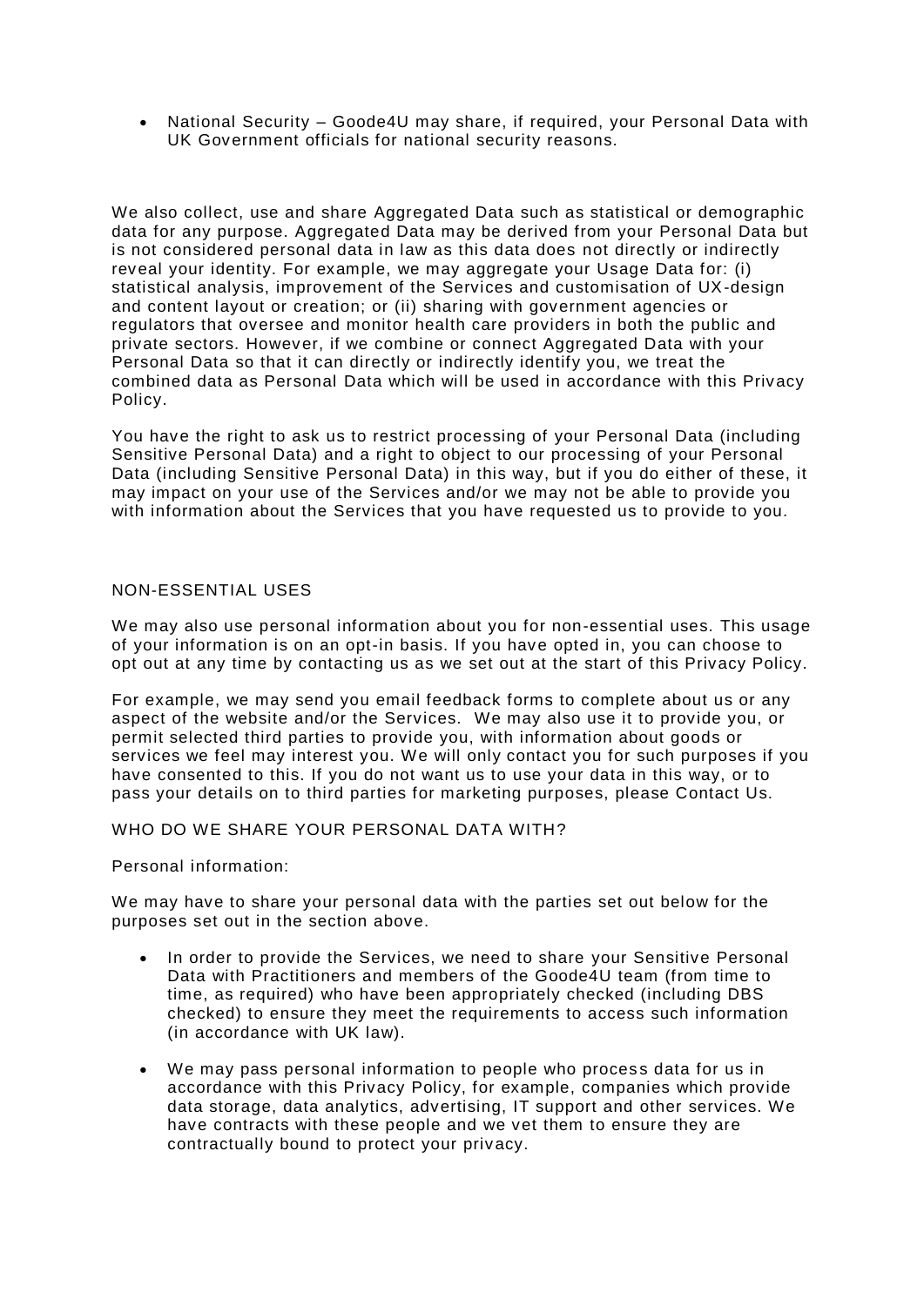- National Security – Goode4U may share, if required, your Personal Data with UK Government officials for national security reasons.

We also collect, use and share Aggregated Data such as statistical or demographic data for any purpose. Aggregated Data may be derived from your Personal Data but is not considered personal data in law as this data does not directly or indirectly reveal your identity. For example, we may aggregate your Usage Data for: (i) statistical analysis, improvement of the Services and customisation of UX-design and content layout or creation; or (ii) sharing with government agencies or regulators that oversee and monitor health care providers in both the public and private sectors. However, if we combine or connect Aggregated Data with your Personal Data so that it can directly or indirectly identify you, we treat the combined data as Personal Data which will be used in accordance with this Privacy Policy.

You have the right to ask us to restrict processing of your Personal Data (including Sensitive Personal Data) and a right to object to our processing of your Personal Data (including Sensitive Personal Data) in this way, but if you do either of these, it may impact on your use of the Services and/or we may not be able to provide you with information about the Services that you have requested us to provide to you.

## NON-ESSENTIAL USES

We may also use personal information about you for non-essential uses. This usage of your information is on an opt-in basis. If you have opted in, you can choose to opt out at any time by contacting us as we set out at the start of this Privacy Policy.

For example, we may send you email feedback forms to complete about us or any aspect of the website and/or the Services. We may also use it to provide you, or permit selected third parties to provide you, with information about goods or services we feel may interest you. We will only contact you for such purposes if you have consented to this. If you do not want us to use your data in this way, or to pass your details on to third parties for marketing purposes, please Contact Us.

## WHO DO WE SHARE YOUR PERSONAL DATA WITH?

Personal information:

We may have to share your personal data with the parties set out below for the purposes set out in the section above.

- In order to provide the Services, we need to share your Sensitive Personal Data with Practitioners and members of the Goode4U team (from time to time, as required) who have been appropriately checked (including DBS checked) to ensure they meet the requirements to access such information (in accordance with UK law).
- We may pass personal information to people who process data for us in accordance with this Privacy Policy, for example, companies which provide data storage, data analytics, advertising, IT support and other services. We have contracts with these people and we vet them to ensure they are contractually bound to protect your privacy.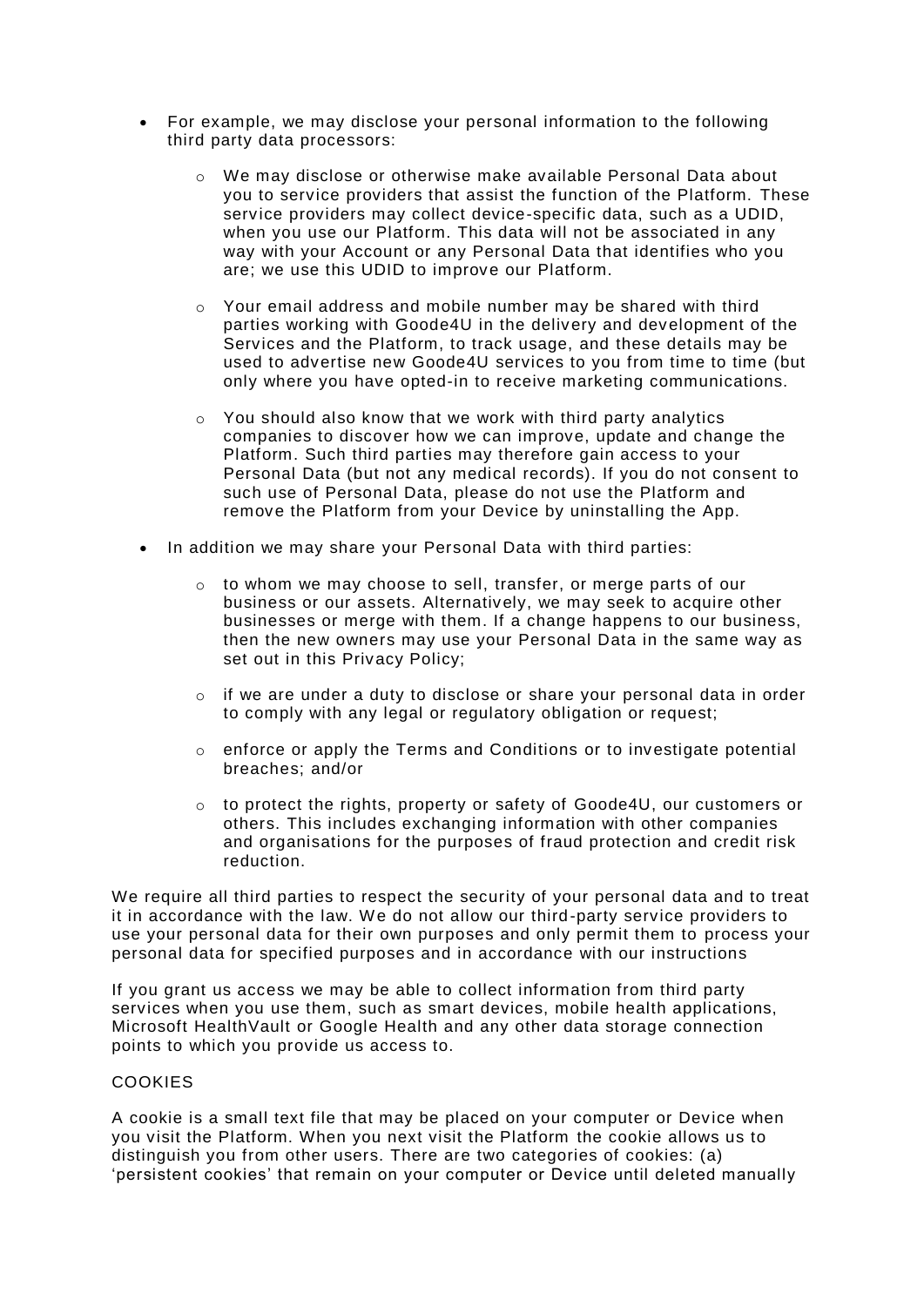- For example, we may disclose your personal information to the following third party data processors:
  - We may disclose or otherwise make available Personal Data about you to service providers that assist the function of the Platform. These service providers may collect device-specific data, such as a UDID, when you use our Platform. This data will not be associated in any way with your Account or any Personal Data that identifies who you are; we use this UDID to improve our Platform.
  - Your email address and mobile number may be shared with third parties working with Goode4U in the delivery and development of the Services and the Platform, to track usage, and these details may be used to advertise new Goode4U services to you from time to time (but only where you have opted-in to receive marketing communications.
  - You should also know that we work with third party analytics companies to discover how we can improve, update and change the Platform. Such third parties may therefore gain access to your Personal Data (but not any medical records). If you do not consent to such use of Personal Data, please do not use the Platform and remove the Platform from your Device by uninstalling the App.
- In addition we may share your Personal Data with third parties:
  - to whom we may choose to sell, transfer, or merge parts of our business or our assets. Alternatively, we may seek to acquire other businesses or merge with them. If a change happens to our business, then the new owners may use your Personal Data in the same way as set out in this Privacy Policy;
  - if we are under a duty to disclose or share your personal data in order to comply with any legal or regulatory obligation or request;
  - enforce or apply the Terms and Conditions or to investigate potential breaches; and/or
  - to protect the rights, property or safety of Goode4U, our customers or others. This includes exchanging information with other companies and organisations for the purposes of fraud protection and credit risk reduction.

We require all third parties to respect the security of your personal data and to treat it in accordance with the law. We do not allow our third-party service providers to use your personal data for their own purposes and only permit them to process your personal data for specified purposes and in accordance with our instructions

If you grant us access we may be able to collect information from third party services when you use them, such as smart devices, mobile health applications, Microsoft HealthVault or Google Health and any other data storage connection points to which you provide us access to.

COOKIES

A cookie is a small text file that may be placed on your computer or Device when you visit the Platform. When you next visit the Platform the cookie allows us to distinguish you from other users. There are two categories of cookies: (a) 'persistent cookies' that remain on your computer or Device until deleted manually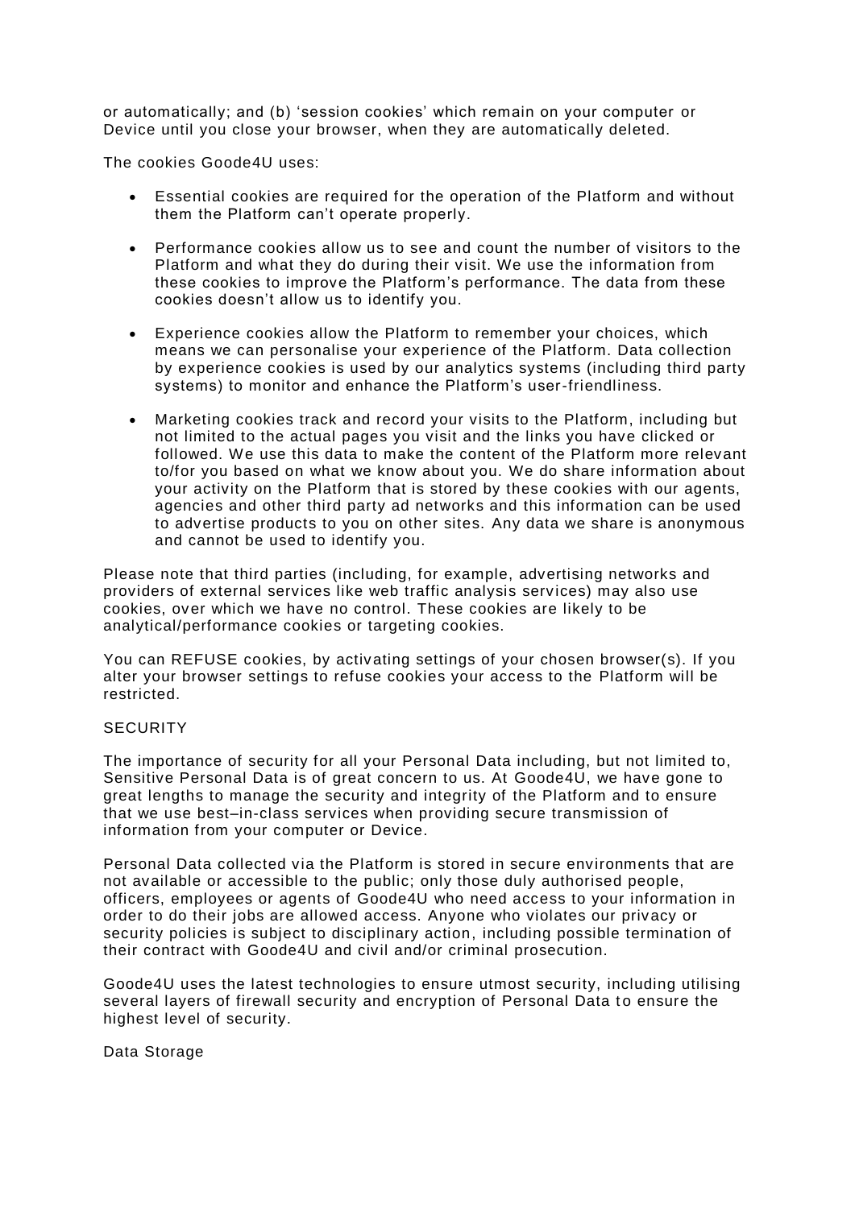or automatically; and (b) 'session cookies' which remain on your computer or Device until you close your browser, when they are automatically deleted.

The cookies Goode4U uses:

- Essential cookies are required for the operation of the Platform and without them the Platform can't operate properly.
- Performance cookies allow us to see and count the number of visitors to the Platform and what they do during their visit. We use the information from these cookies to improve the Platform's performance. The data from these cookies doesn't allow us to identify you.
- Experience cookies allow the Platform to remember your choices, which means we can personalise your experience of the Platform. Data collection by experience cookies is used by our analytics systems (including third party systems) to monitor and enhance the Platform's user-friendliness.
- Marketing cookies track and record your visits to the Platform, including but not limited to the actual pages you visit and the links you have clicked or followed. We use this data to make the content of the Platform more relevant to/for you based on what we know about you. We do share information about your activity on the Platform that is stored by these cookies with our agents, agencies and other third party ad networks and this information can be used to advertise products to you on other sites. Any data we share is anonymous and cannot be used to identify you.

Please note that third parties (including, for example, advertising networks and providers of external services like web traffic analysis services) may also use cookies, over which we have no control. These cookies are likely to be analytical/performance cookies or targeting cookies.

You can REFUSE cookies, by activating settings of your chosen browser(s). If you alter your browser settings to refuse cookies your access to the Platform will be restricted.

SECURITY

The importance of security for all your Personal Data including, but not limited to, Sensitive Personal Data is of great concern to us. At Goode4U, we have gone to great lengths to manage the security and integrity of the Platform and to ensure that we use best–in-class services when providing secure transmission of information from your computer or Device.

Personal Data collected via the Platform is stored in secure environments that are not available or accessible to the public; only those duly authorised people, officers, employees or agents of Goode4U who need access to your information in order to do their jobs are allowed access. Anyone who violates our privacy or security policies is subject to disciplinary action, including possible termination of their contract with Goode4U and civil and/or criminal prosecution.

Goode4U uses the latest technologies to ensure utmost security, including utilising several layers of firewall security and encryption of Personal Data to ensure the highest level of security.

Data Storage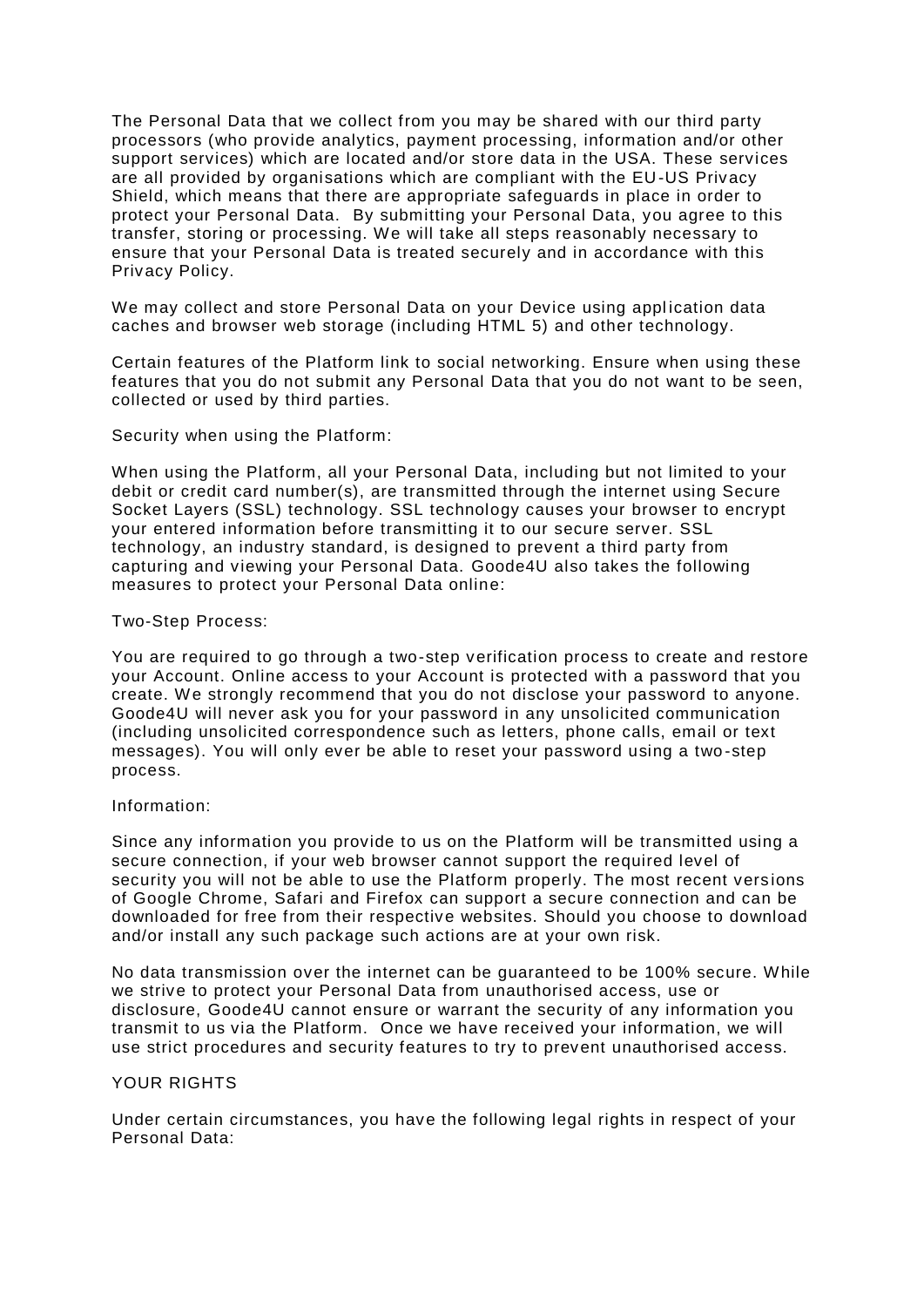The Personal Data that we collect from you may be shared with our third party processors (who provide analytics, payment processing, information and/or other support services) which are located and/or store data in the USA. These services are all provided by organisations which are compliant with the EU-US Privacy Shield, which means that there are appropriate safeguards in place in order to protect your Personal Data. By submitting your Personal Data, you agree to this transfer, storing or processing. We will take all steps reasonably necessary to ensure that your Personal Data is treated securely and in accordance with this Privacy Policy.

We may collect and store Personal Data on your Device using application data caches and browser web storage (including HTML 5) and other technology.

Certain features of the Platform link to social networking. Ensure when using these features that you do not submit any Personal Data that you do not want to be seen, collected or used by third parties.

Security when using the Platform:

When using the Platform, all your Personal Data, including but not limited to your debit or credit card number(s), are transmitted through the internet using Secure Socket Layers (SSL) technology. SSL technology causes your browser to encrypt your entered information before transmitting it to our secure server. SSL technology, an industry standard, is designed to prevent a third party from capturing and viewing your Personal Data. Goode4U also takes the following measures to protect your Personal Data online:

Two-Step Process:

You are required to go through a two-step verification process to create and restore your Account. Online access to your Account is protected with a password that you create. We strongly recommend that you do not disclose your password to anyone. Goode4U will never ask you for your password in any unsolicited communication (including unsolicited correspondence such as letters, phone calls, email or text messages). You will only ever be able to reset your password using a two-step process.

Information:

Since any information you provide to us on the Platform will be transmitted using a secure connection, if your web browser cannot support the required level of security you will not be able to use the Platform properly. The most recent versions of Google Chrome, Safari and Firefox can support a secure connection and can be downloaded for free from their respective websites. Should you choose to download and/or install any such package such actions are at your own risk.

No data transmission over the internet can be guaranteed to be 100% secure. While we strive to protect your Personal Data from unauthorised access, use or disclosure, Goode4U cannot ensure or warrant the security of any information you transmit to us via the Platform. Once we have received your information, we will use strict procedures and security features to try to prevent unauthorised access.

## YOUR RIGHTS

Under certain circumstances, you have the following legal rights in respect of your Personal Data: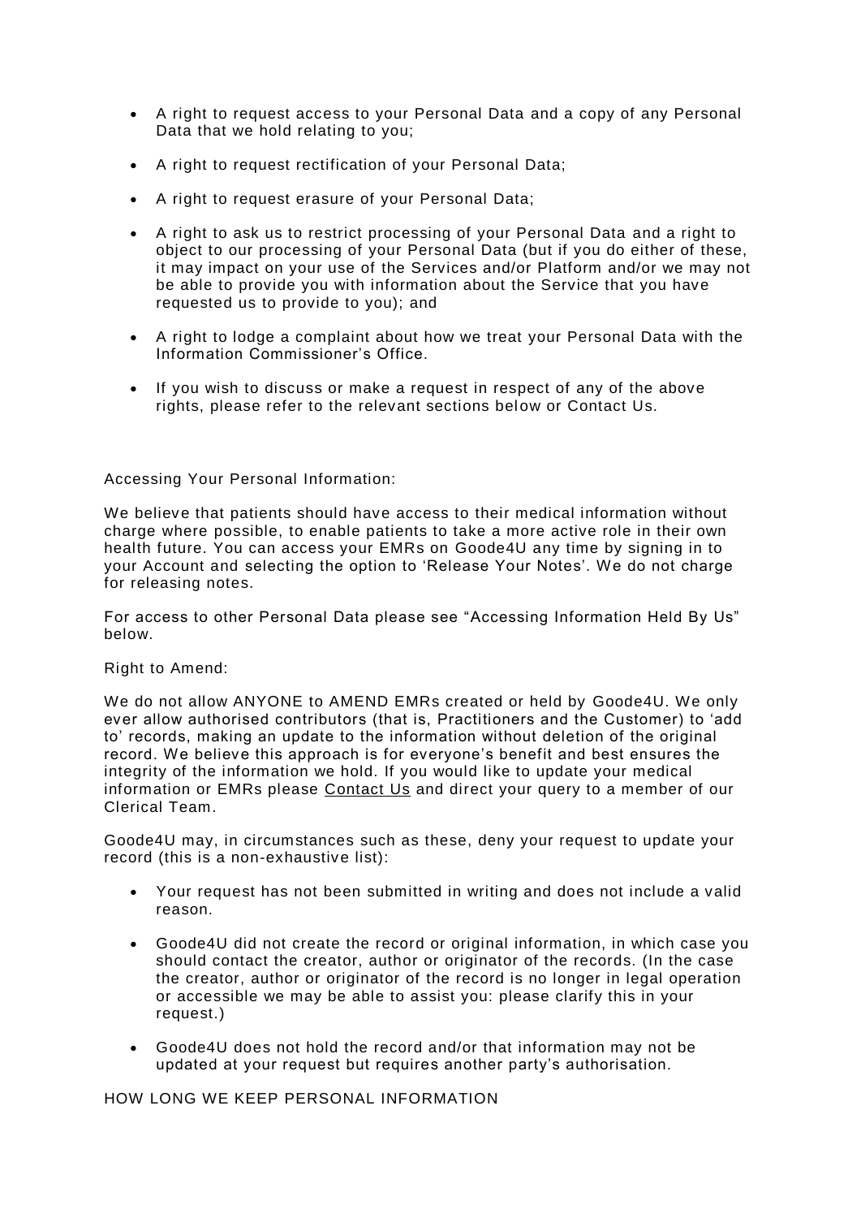- A right to request access to your Personal Data and a copy of any Personal Data that we hold relating to you;
- A right to request rectification of your Personal Data;
- A right to request erasure of your Personal Data;
- A right to ask us to restrict processing of your Personal Data and a right to object to our processing of your Personal Data (but if you do either of these, it may impact on your use of the Services and/or Platform and/or we may not be able to provide you with information about the Service that you have requested us to provide to you); and
- A right to lodge a complaint about how we treat your Personal Data with the Information Commissioner's Office.
- If you wish to discuss or make a request in respect of any of the above rights, please refer to the relevant sections below or Contact Us.

Accessing Your Personal Information:

We believe that patients should have access to their medical information without charge where possible, to enable patients to take a more active role in their own health future. You can access your EMRs on Goode4U any time by signing in to your Account and selecting the option to 'Release Your Notes'. We do not charge for releasing notes.

For access to other Personal Data please see "Accessing Information Held By Us" below.

Right to Amend:

We do not allow ANYONE to AMEND EMRs created or held by Goode4U. We only ever allow authorised contributors (that is, Practitioners and the Customer) to 'add to' records, making an update to the information without deletion of the original record. We believe this approach is for everyone's benefit and best ensures the integrity of the information we hold. If you would like to update your medical information or EMRs please Contact Us and direct your query to a member of our Clerical Team.

Goode4U may, in circumstances such as these, deny your request to update your record (this is a non-exhaustive list):

- Your request has not been submitted in writing and does not include a valid reason.
- Goode4U did not create the record or original information, in which case you should contact the creator, author or originator of the records. (In the case the creator, author or originator of the record is no longer in legal operation or accessible we may be able to assist you: please clarify this in your request.)
- Goode4U does not hold the record and/or that information may not be updated at your request but requires another party's authorisation.

HOW LONG WE KEEP PERSONAL INFORMATION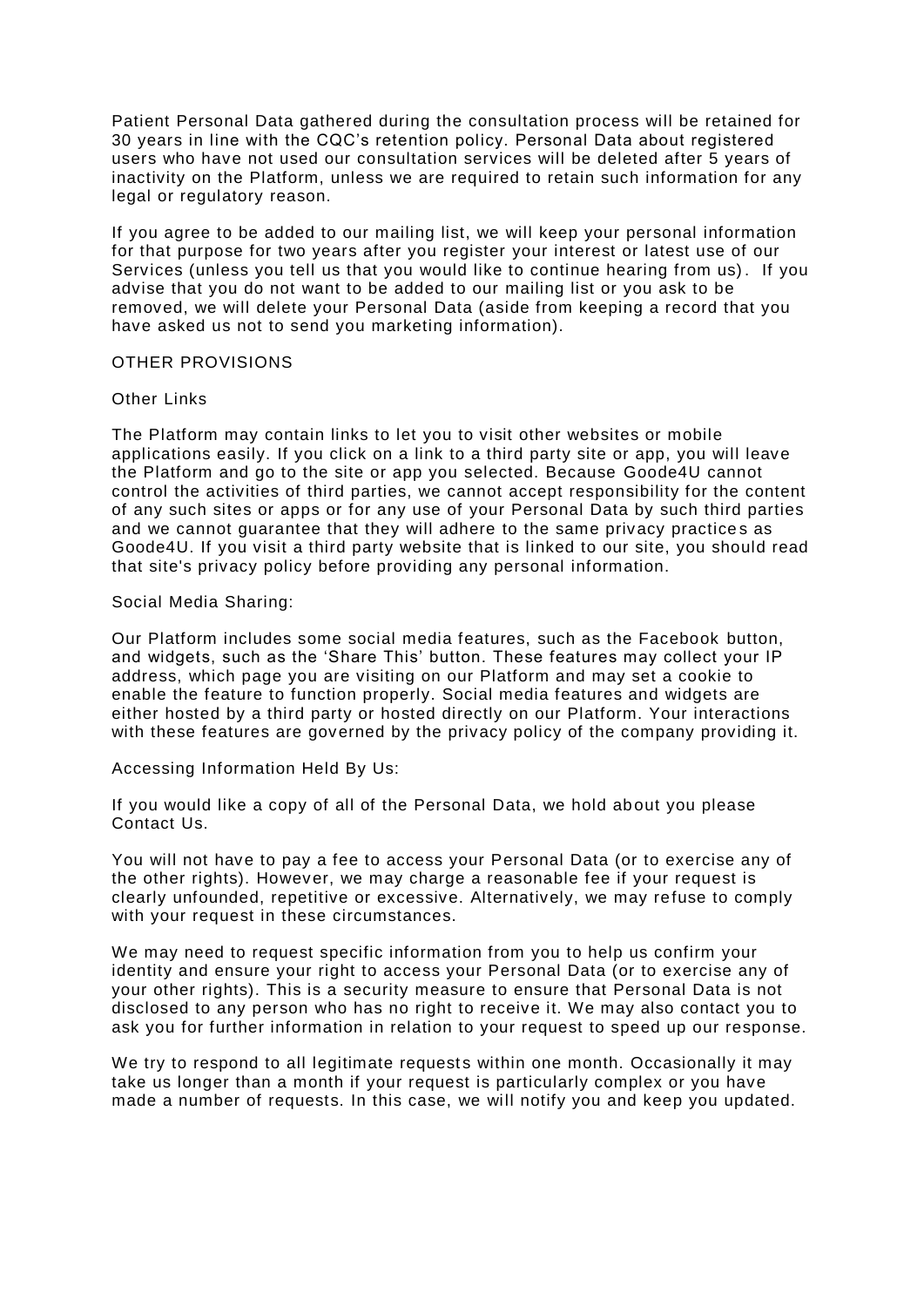Patient Personal Data gathered during the consultation process will be retained for 30 years in line with the CQC's retention policy. Personal Data about registered users who have not used our consultation services will be deleted after 5 years of inactivity on the Platform, unless we are required to retain such information for any legal or regulatory reason.

If you agree to be added to our mailing list, we will keep your personal information for that purpose for two years after you register your interest or latest use of our Services (unless you tell us that you would like to continue hearing from us). If you advise that you do not want to be added to our mailing list or you ask to be removed, we will delete your Personal Data (aside from keeping a record that you have asked us not to send you marketing information).

## OTHER PROVISIONS

### Other Links

The Platform may contain links to let you to visit other websites or mobile applications easily. If you click on a link to a third party site or app, you will leave the Platform and go to the site or app you selected. Because Goode4U cannot control the activities of third parties, we cannot accept responsibility for the content of any such sites or apps or for any use of your Personal Data by such third parties and we cannot guarantee that they will adhere to the same privacy practices as Goode4U. If you visit a third party website that is linked to our site, you should read that site's privacy policy before providing any personal information.

### Social Media Sharing:

Our Platform includes some social media features, such as the Facebook button, and widgets, such as the 'Share This' button. These features may collect your IP address, which page you are visiting on our Platform and may set a cookie to enable the feature to function properly. Social media features and widgets are either hosted by a third party or hosted directly on our Platform. Your interactions with these features are governed by the privacy policy of the company providing it.

### Accessing Information Held By Us:

If you would like a copy of all of the Personal Data, we hold about you please Contact Us.

You will not have to pay a fee to access your Personal Data (or to exercise any of the other rights). However, we may charge a reasonable fee if your request is clearly unfounded, repetitive or excessive. Alternatively, we may refuse to comply with your request in these circumstances.

We may need to request specific information from you to help us confirm your identity and ensure your right to access your Personal Data (or to exercise any of your other rights). This is a security measure to ensure that Personal Data is not disclosed to any person who has no right to receive it. We may also contact you to ask you for further information in relation to your request to speed up our response.

We try to respond to all legitimate requests within one month. Occasionally it may take us longer than a month if your request is particularly complex or you have made a number of requests. In this case, we will notify you and keep you updated.